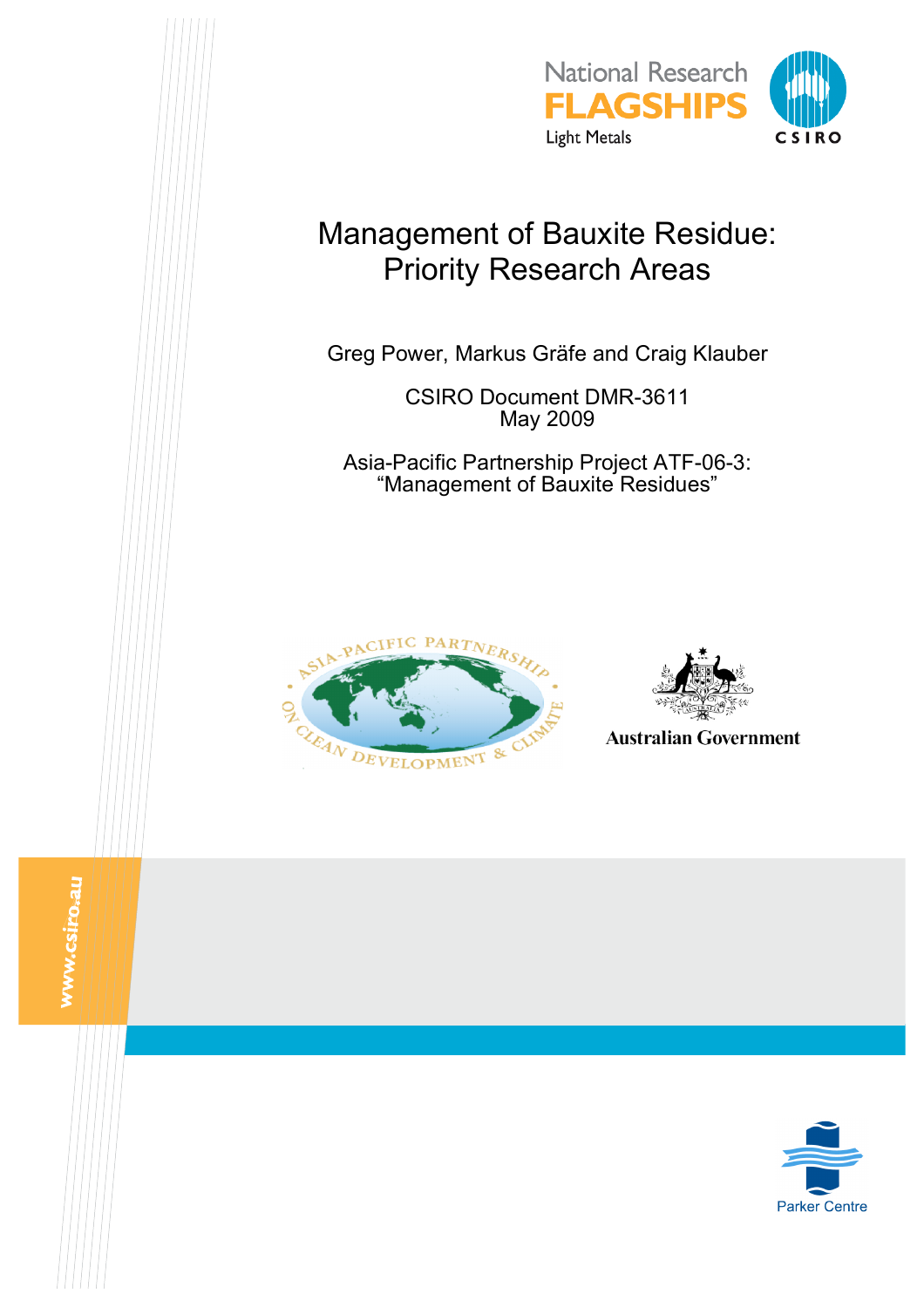National Research
FLAGSHIPS
Light Metals

CSIRO

# Management of Bauxite Residue: Priority Research Areas

Greg Power, Markus Gräfe and Craig Klauber

CSIRO Document DMR-3611
May 2009

Asia-Pacific Partnership Project ATF-06-3:
"Management of Bauxite Residues"

Asia-Pacific Partnership on Clean Development & Climate

Australian Government

www.csiro.au

Parker Centre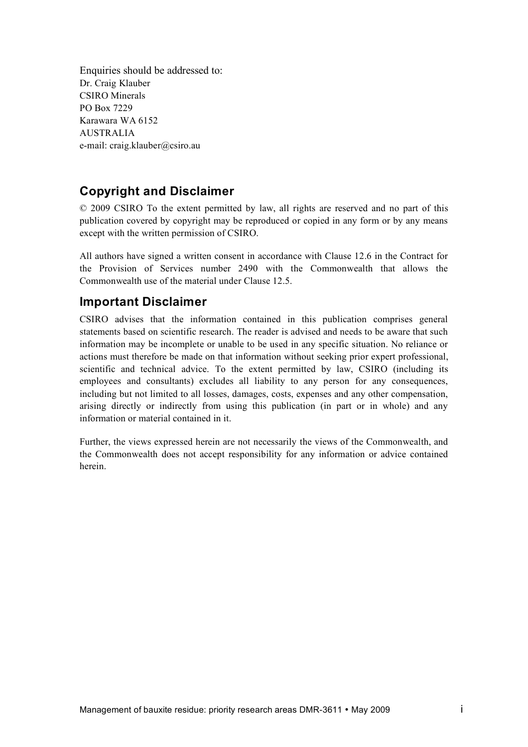Enquiries should be addressed to:
Dr. Craig Klauber
CSIRO Minerals
PO Box 7229
Karawara WA 6152
AUSTRALIA
e-mail: craig.klauber@csiro.au

## Copyright and Disclaimer

© 2009 CSIRO To the extent permitted by law, all rights are reserved and no part of this publication covered by copyright may be reproduced or copied in any form or by any means except with the written permission of CSIRO.

All authors have signed a written consent in accordance with Clause 12.6 in the Contract for the Provision of Services number 2490 with the Commonwealth that allows the Commonwealth use of the material under Clause 12.5.

## Important Disclaimer

CSIRO advises that the information contained in this publication comprises general statements based on scientific research. The reader is advised and needs to be aware that such information may be incomplete or unable to be used in any specific situation. No reliance or actions must therefore be made on that information without seeking prior expert professional, scientific and technical advice. To the extent permitted by law, CSIRO (including its employees and consultants) excludes all liability to any person for any consequences, including but not limited to all losses, damages, costs, expenses and any other compensation, arising directly or indirectly from using this publication (in part or in whole) and any information or material contained in it.

Further, the views expressed herein are not necessarily the views of the Commonwealth, and the Commonwealth does not accept responsibility for any information or advice contained herein.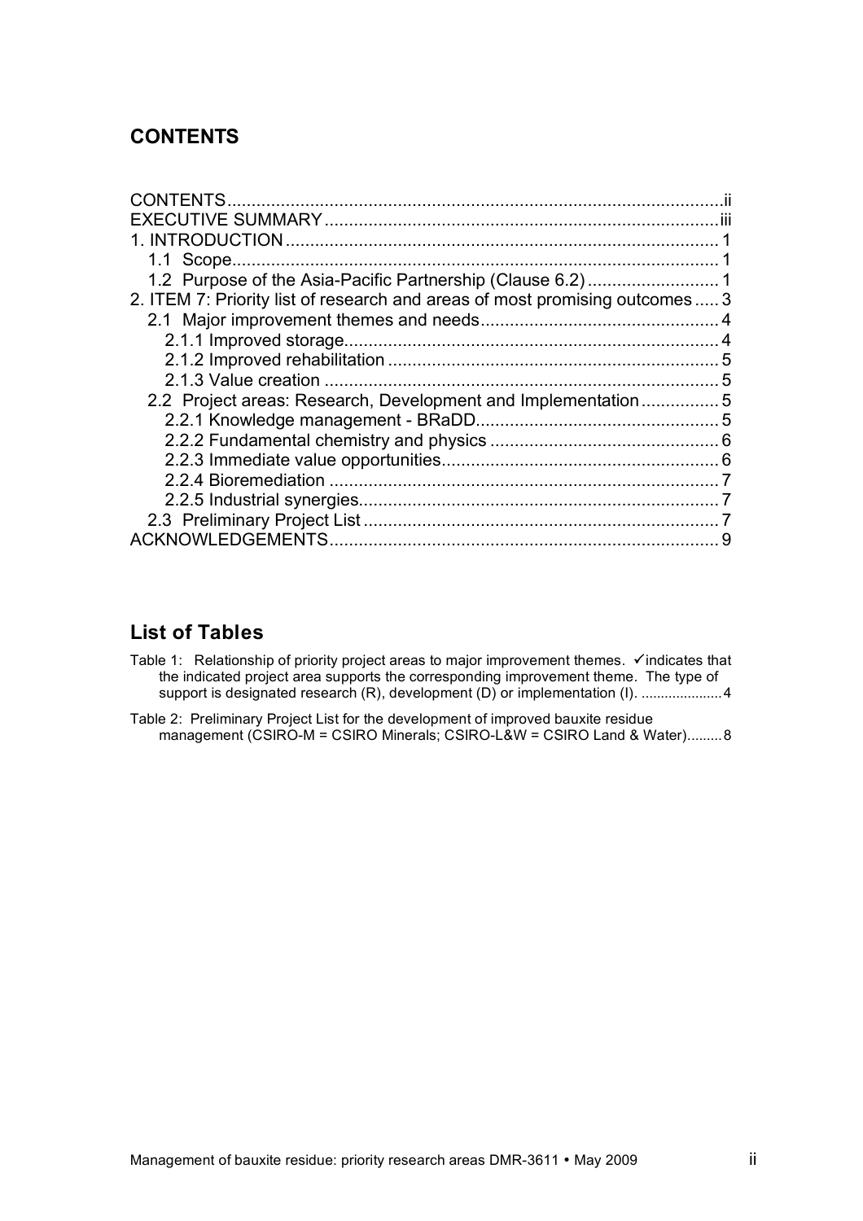## CONTENTS

CONTENTS ..... ii
EXECUTIVE SUMMARY ..... iii
1. INTRODUCTION ..... 1
  1.1 Scope ..... 1
  1.2 Purpose of the Asia-Pacific Partnership (Clause 6.2) ..... 1
2. ITEM 7: Priority list of research and areas of most promising outcomes ..... 3
  2.1 Major improvement themes and needs ..... 4
    2.1.1 Improved storage ..... 4
    2.1.2 Improved rehabilitation ..... 5
    2.1.3 Value creation ..... 5
  2.2 Project areas: Research, Development and Implementation ..... 5
    2.2.1 Knowledge management - BRaDD ..... 5
    2.2.2 Fundamental chemistry and physics ..... 6
    2.2.3 Immediate value opportunities ..... 6
    2.2.4 Bioremediation ..... 7
    2.2.5 Industrial synergies ..... 7
  2.3 Preliminary Project List ..... 7
ACKNOWLEDGEMENTS ..... 9

## List of Tables

Table 1: Relationship of priority project areas to major improvement themes. ✓indicates that the indicated project area supports the corresponding improvement theme. The type of support is designated research (R), development (D) or implementation (I). ..... 4

Table 2: Preliminary Project List for the development of improved bauxite residue management (CSIRO-M = CSIRO Minerals; CSIRO-L&W = CSIRO Land & Water) ..... 8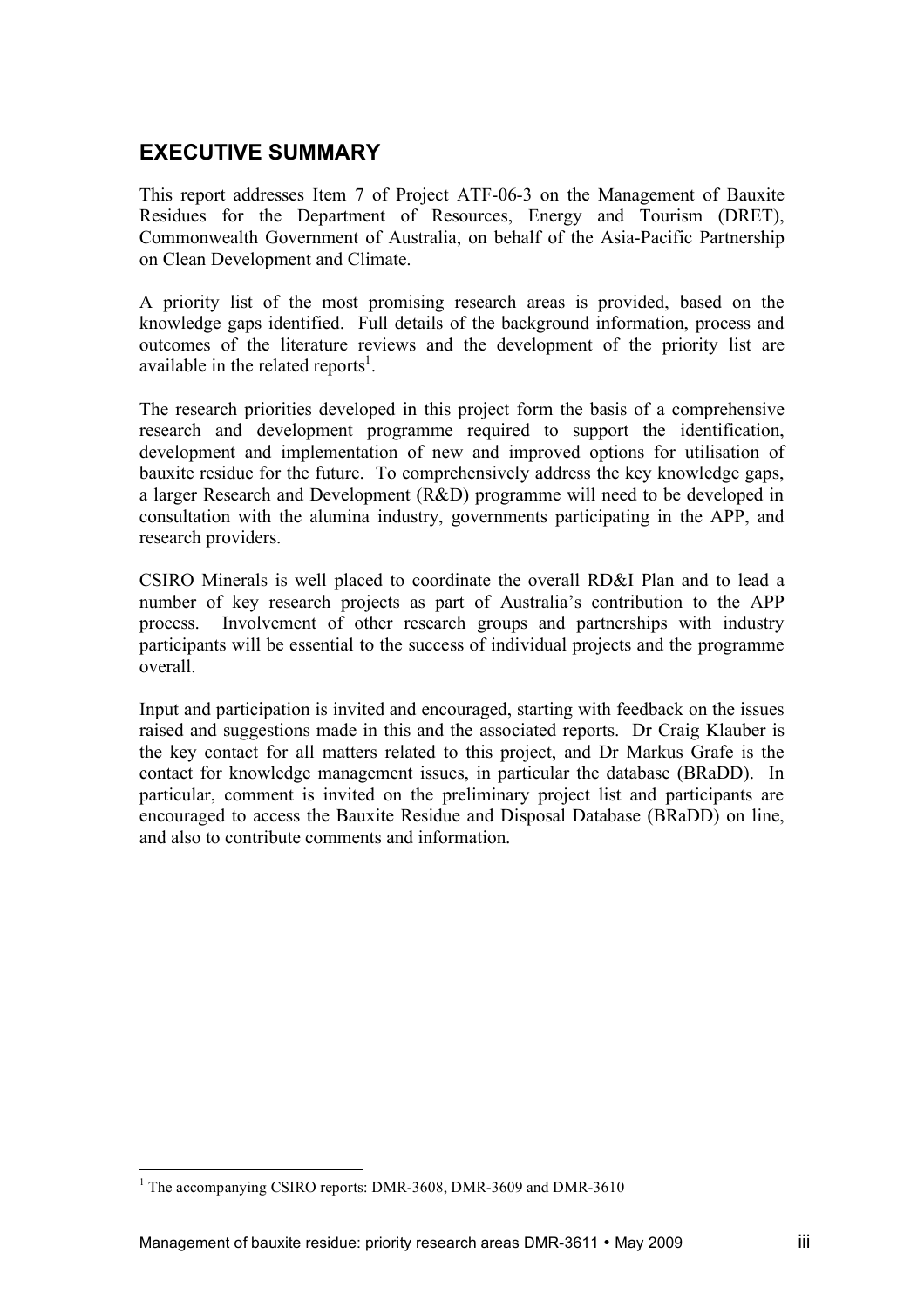## EXECUTIVE SUMMARY

This report addresses Item 7 of Project ATF-06-3 on the Management of Bauxite Residues for the Department of Resources, Energy and Tourism (DRET), Commonwealth Government of Australia, on behalf of the Asia-Pacific Partnership on Clean Development and Climate.

A priority list of the most promising research areas is provided, based on the knowledge gaps identified. Full details of the background information, process and outcomes of the literature reviews and the development of the priority list are available in the related reports[1].

The research priorities developed in this project form the basis of a comprehensive research and development programme required to support the identification, development and implementation of new and improved options for utilisation of bauxite residue for the future. To comprehensively address the key knowledge gaps, a larger Research and Development (R&D) programme will need to be developed in consultation with the alumina industry, governments participating in the APP, and research providers.

CSIRO Minerals is well placed to coordinate the overall RD&I Plan and to lead a number of key research projects as part of Australia's contribution to the APP process. Involvement of other research groups and partnerships with industry participants will be essential to the success of individual projects and the programme overall.

Input and participation is invited and encouraged, starting with feedback on the issues raised and suggestions made in this and the associated reports. Dr Craig Klauber is the key contact for all matters related to this project, and Dr Markus Grafe is the contact for knowledge management issues, in particular the database (BRaDD). In particular, comment is invited on the preliminary project list and participants are encouraged to access the Bauxite Residue and Disposal Database (BRaDD) on line, and also to contribute comments and information.

---

[1] The accompanying CSIRO reports: DMR-3608, DMR-3609 and DMR-3610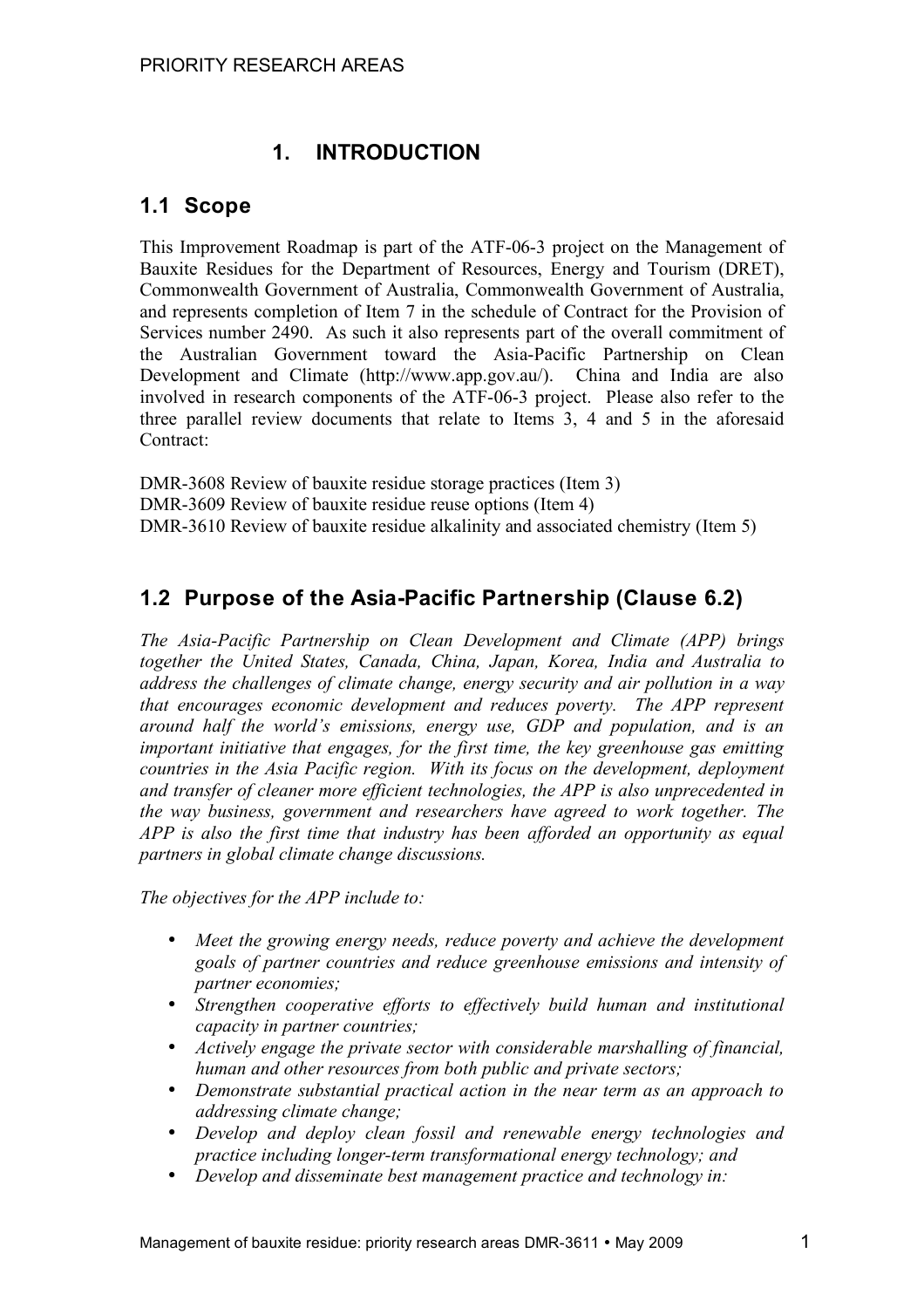# 1. INTRODUCTION

## 1.1 Scope

This Improvement Roadmap is part of the ATF-06-3 project on the Management of Bauxite Residues for the Department of Resources, Energy and Tourism (DRET), Commonwealth Government of Australia, Commonwealth Government of Australia, and represents completion of Item 7 in the schedule of Contract for the Provision of Services number 2490. As such it also represents part of the overall commitment of the Australian Government toward the Asia-Pacific Partnership on Clean Development and Climate (http://www.app.gov.au/). China and India are also involved in research components of the ATF-06-3 project. Please also refer to the three parallel review documents that relate to Items 3, 4 and 5 in the aforesaid Contract:

DMR-3608 Review of bauxite residue storage practices (Item 3)
DMR-3609 Review of bauxite residue reuse options (Item 4)
DMR-3610 Review of bauxite residue alkalinity and associated chemistry (Item 5)

## 1.2 Purpose of the Asia-Pacific Partnership (Clause 6.2)

*The Asia-Pacific Partnership on Clean Development and Climate (APP) brings together the United States, Canada, China, Japan, Korea, India and Australia to address the challenges of climate change, energy security and air pollution in a way that encourages economic development and reduces poverty. The APP represent around half the world's emissions, energy use, GDP and population, and is an important initiative that engages, for the first time, the key greenhouse gas emitting countries in the Asia Pacific region. With its focus on the development, deployment and transfer of cleaner more efficient technologies, the APP is also unprecedented in the way business, government and researchers have agreed to work together. The APP is also the first time that industry has been afforded an opportunity as equal partners in global climate change discussions.*

*The objectives for the APP include to:*

- *Meet the growing energy needs, reduce poverty and achieve the development goals of partner countries and reduce greenhouse emissions and intensity of partner economies;*
- *Strengthen cooperative efforts to effectively build human and institutional capacity in partner countries;*
- *Actively engage the private sector with considerable marshalling of financial, human and other resources from both public and private sectors;*
- *Demonstrate substantial practical action in the near term as an approach to addressing climate change;*
- *Develop and deploy clean fossil and renewable energy technologies and practice including longer-term transformational energy technology; and*
- *Develop and disseminate best management practice and technology in:*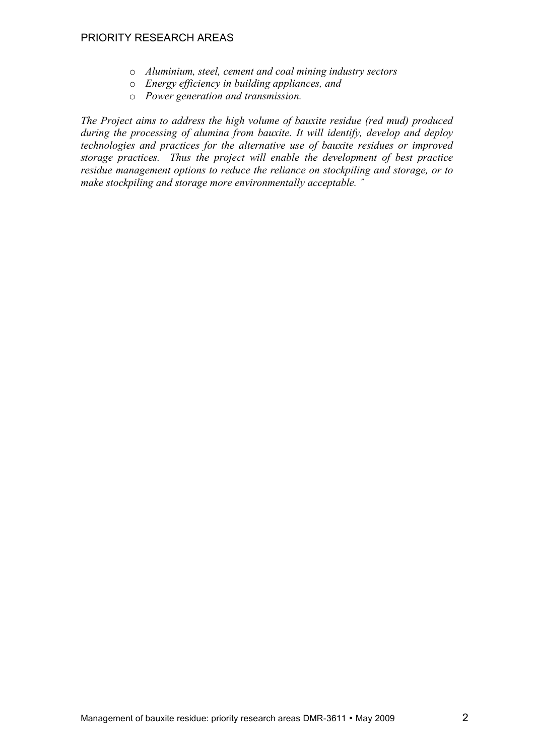- *Aluminium, steel, cement and coal mining industry sectors*
- *Energy efficiency in building appliances, and*
- *Power generation and transmission.*

*The Project aims to address the high volume of bauxite residue (red mud) produced during the processing of alumina from bauxite. It will identify, develop and deploy technologies and practices for the alternative use of bauxite residues or improved storage practices. Thus the project will enable the development of best practice residue management options to reduce the reliance on stockpiling and storage, or to make stockpiling and storage more environmentally acceptable. ˆ*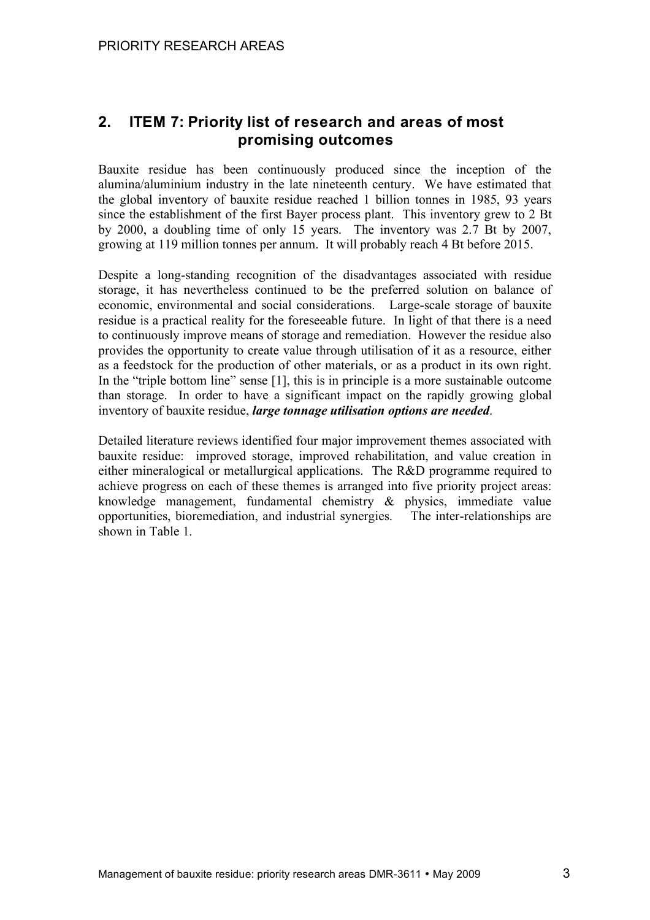## 2. ITEM 7: Priority list of research and areas of most promising outcomes

Bauxite residue has been continuously produced since the inception of the alumina/aluminium industry in the late nineteenth century. We have estimated that the global inventory of bauxite residue reached 1 billion tonnes in 1985, 93 years since the establishment of the first Bayer process plant. This inventory grew to 2 Bt by 2000, a doubling time of only 15 years. The inventory was 2.7 Bt by 2007, growing at 119 million tonnes per annum. It will probably reach 4 Bt before 2015.

Despite a long-standing recognition of the disadvantages associated with residue storage, it has nevertheless continued to be the preferred solution on balance of economic, environmental and social considerations. Large-scale storage of bauxite residue is a practical reality for the foreseeable future. In light of that there is a need to continuously improve means of storage and remediation. However the residue also provides the opportunity to create value through utilisation of it as a resource, either as a feedstock for the production of other materials, or as a product in its own right. In the "triple bottom line" sense [1], this is in principle is a more sustainable outcome than storage. In order to have a significant impact on the rapidly growing global inventory of bauxite residue, ***large tonnage utilisation options are needed***.

Detailed literature reviews identified four major improvement themes associated with bauxite residue: improved storage, improved rehabilitation, and value creation in either mineralogical or metallurgical applications. The R&D programme required to achieve progress on each of these themes is arranged into five priority project areas: knowledge management, fundamental chemistry & physics, immediate value opportunities, bioremediation, and industrial synergies. The inter-relationships are shown in Table 1.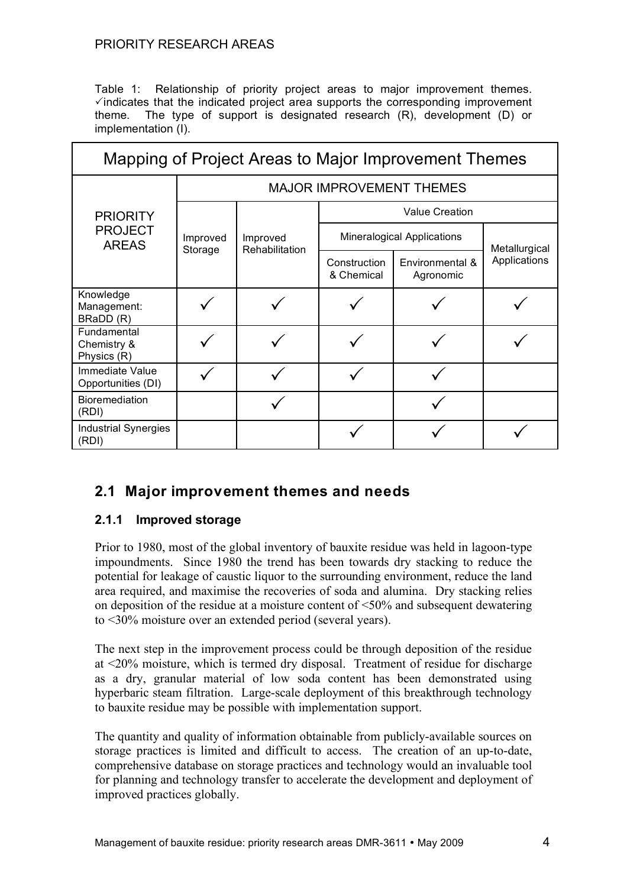Table 1: Relationship of priority project areas to major improvement themes. ✓indicates that the indicated project area supports the corresponding improvement theme. The type of support is designated research (R), development (D) or implementation (I).

| Mapping of Project Areas to Major Improvement Themes | | | | | |
|---|---|---|---|---|---|
| PRIORITY PROJECT AREAS | MAJOR IMPROVEMENT THEMES | | | | |
| | Improved Storage | Improved Rehabilitation | Value Creation | | |
| | | | Mineralogical Applications | | Metallurgical Applications |
| | | | Construction & Chemical | Environmental & Agronomic | |
| Knowledge Management: BRaDD (R) | ✓ | ✓ | ✓ | ✓ | ✓ |
| Fundamental Chemistry & Physics (R) | ✓ | ✓ | ✓ | ✓ | ✓ |
| Immediate Value Opportunities (DI) | ✓ | ✓ | ✓ | ✓ | |
| Bioremediation (RDI) | | ✓ | | ✓ | |
| Industrial Synergies (RDI) | | | ✓ | ✓ | ✓ |

## 2.1 Major improvement themes and needs

### 2.1.1 Improved storage

Prior to 1980, most of the global inventory of bauxite residue was held in lagoon-type impoundments. Since 1980 the trend has been towards dry stacking to reduce the potential for leakage of caustic liquor to the surrounding environment, reduce the land area required, and maximise the recoveries of soda and alumina. Dry stacking relies on deposition of the residue at a moisture content of <50% and subsequent dewatering to <30% moisture over an extended period (several years).

The next step in the improvement process could be through deposition of the residue at <20% moisture, which is termed dry disposal. Treatment of residue for discharge as a dry, granular material of low soda content has been demonstrated using hyperbaric steam filtration. Large-scale deployment of this breakthrough technology to bauxite residue may be possible with implementation support.

The quantity and quality of information obtainable from publicly-available sources on storage practices is limited and difficult to access. The creation of an up-to-date, comprehensive database on storage practices and technology would an invaluable tool for planning and technology transfer to accelerate the development and deployment of improved practices globally.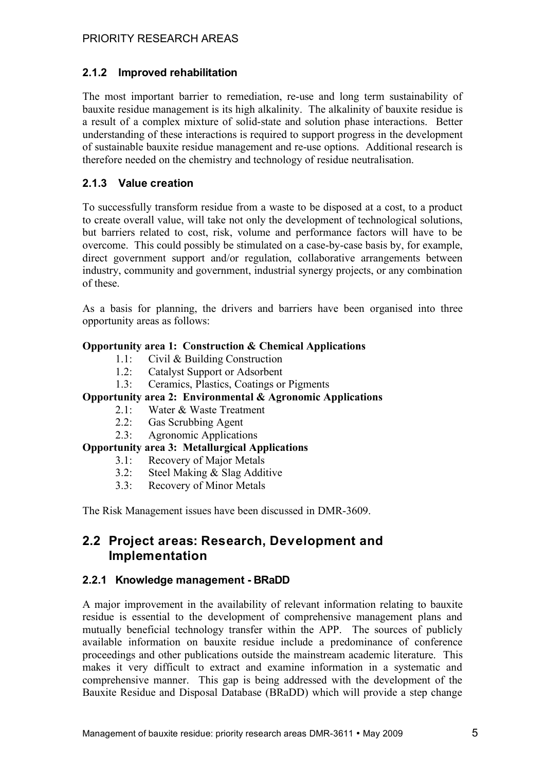### 2.1.2 Improved rehabilitation

The most important barrier to remediation, re-use and long term sustainability of bauxite residue management is its high alkalinity. The alkalinity of bauxite residue is a result of a complex mixture of solid-state and solution phase interactions. Better understanding of these interactions is required to support progress in the development of sustainable bauxite residue management and re-use options. Additional research is therefore needed on the chemistry and technology of residue neutralisation.

### 2.1.3 Value creation

To successfully transform residue from a waste to be disposed at a cost, to a product to create overall value, will take not only the development of technological solutions, but barriers related to cost, risk, volume and performance factors will have to be overcome. This could possibly be stimulated on a case-by-case basis by, for example, direct government support and/or regulation, collaborative arrangements between industry, community and government, industrial synergy projects, or any combination of these.

As a basis for planning, the drivers and barriers have been organised into three opportunity areas as follows:

**Opportunity area 1: Construction & Chemical Applications**

- 1.1: Civil & Building Construction
- 1.2: Catalyst Support or Adsorbent
- 1.3: Ceramics, Plastics, Coatings or Pigments

**Opportunity area 2: Environmental & Agronomic Applications**

- 2.1: Water & Waste Treatment
- 2.2: Gas Scrubbing Agent
- 2.3: Agronomic Applications

**Opportunity area 3: Metallurgical Applications**

- 3.1: Recovery of Major Metals
- 3.2: Steel Making & Slag Additive
- 3.3: Recovery of Minor Metals

The Risk Management issues have been discussed in DMR-3609.

## 2.2 Project areas: Research, Development and Implementation

### 2.2.1 Knowledge management - BRaDD

A major improvement in the availability of relevant information relating to bauxite residue is essential to the development of comprehensive management plans and mutually beneficial technology transfer within the APP. The sources of publicly available information on bauxite residue include a predominance of conference proceedings and other publications outside the mainstream academic literature. This makes it very difficult to extract and examine information in a systematic and comprehensive manner. This gap is being addressed with the development of the Bauxite Residue and Disposal Database (BRaDD) which will provide a step change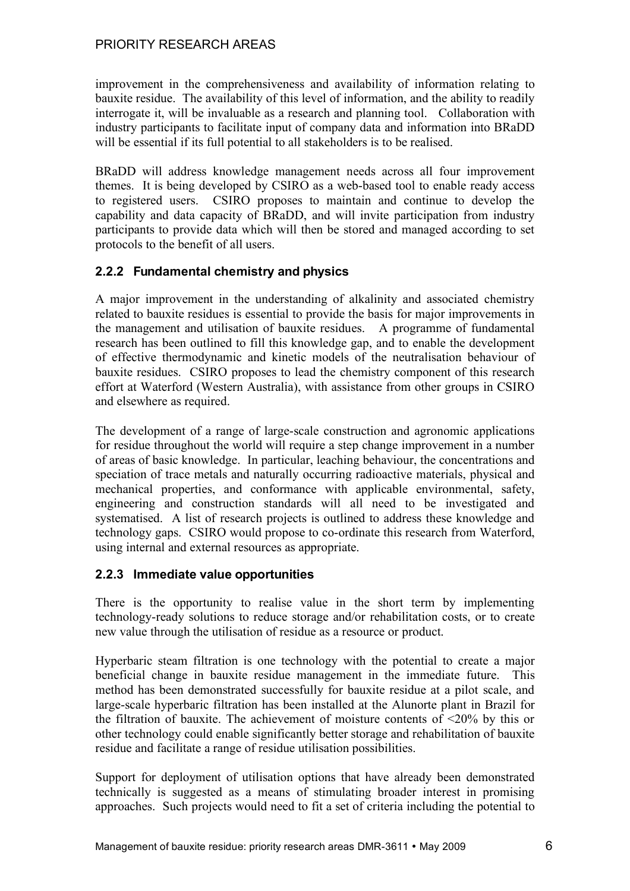improvement in the comprehensiveness and availability of information relating to bauxite residue. The availability of this level of information, and the ability to readily interrogate it, will be invaluable as a research and planning tool. Collaboration with industry participants to facilitate input of company data and information into BRaDD will be essential if its full potential to all stakeholders is to be realised.

BRaDD will address knowledge management needs across all four improvement themes. It is being developed by CSIRO as a web-based tool to enable ready access to registered users. CSIRO proposes to maintain and continue to develop the capability and data capacity of BRaDD, and will invite participation from industry participants to provide data which will then be stored and managed according to set protocols to the benefit of all users.

### 2.2.2 Fundamental chemistry and physics

A major improvement in the understanding of alkalinity and associated chemistry related to bauxite residues is essential to provide the basis for major improvements in the management and utilisation of bauxite residues. A programme of fundamental research has been outlined to fill this knowledge gap, and to enable the development of effective thermodynamic and kinetic models of the neutralisation behaviour of bauxite residues. CSIRO proposes to lead the chemistry component of this research effort at Waterford (Western Australia), with assistance from other groups in CSIRO and elsewhere as required.

The development of a range of large-scale construction and agronomic applications for residue throughout the world will require a step change improvement in a number of areas of basic knowledge. In particular, leaching behaviour, the concentrations and speciation of trace metals and naturally occurring radioactive materials, physical and mechanical properties, and conformance with applicable environmental, safety, engineering and construction standards will all need to be investigated and systematised. A list of research projects is outlined to address these knowledge and technology gaps. CSIRO would propose to co-ordinate this research from Waterford, using internal and external resources as appropriate.

### 2.2.3 Immediate value opportunities

There is the opportunity to realise value in the short term by implementing technology-ready solutions to reduce storage and/or rehabilitation costs, or to create new value through the utilisation of residue as a resource or product.

Hyperbaric steam filtration is one technology with the potential to create a major beneficial change in bauxite residue management in the immediate future. This method has been demonstrated successfully for bauxite residue at a pilot scale, and large-scale hyperbaric filtration has been installed at the Alunorte plant in Brazil for the filtration of bauxite. The achievement of moisture contents of <20% by this or other technology could enable significantly better storage and rehabilitation of bauxite residue and facilitate a range of residue utilisation possibilities.

Support for deployment of utilisation options that have already been demonstrated technically is suggested as a means of stimulating broader interest in promising approaches. Such projects would need to fit a set of criteria including the potential to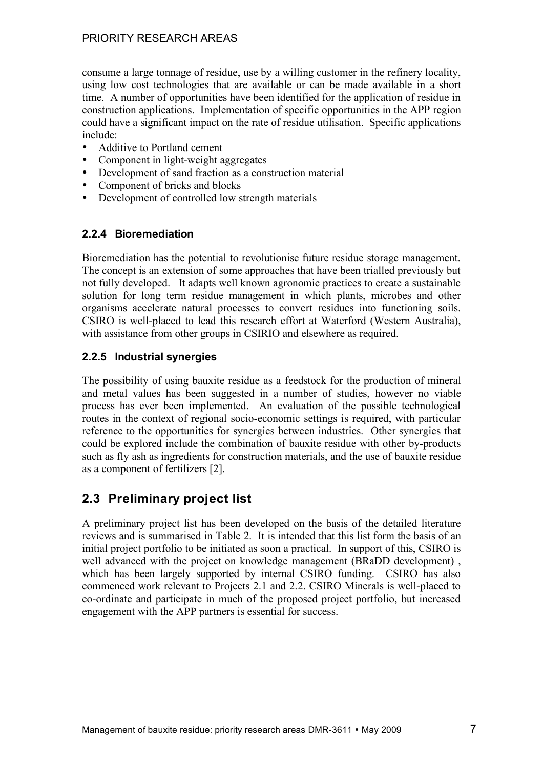consume a large tonnage of residue, use by a willing customer in the refinery locality, using low cost technologies that are available or can be made available in a short time. A number of opportunities have been identified for the application of residue in construction applications. Implementation of specific opportunities in the APP region could have a significant impact on the rate of residue utilisation. Specific applications include:

- Additive to Portland cement
- Component in light-weight aggregates
- Development of sand fraction as a construction material
- Component of bricks and blocks
- Development of controlled low strength materials

### 2.2.4 Bioremediation

Bioremediation has the potential to revolutionise future residue storage management. The concept is an extension of some approaches that have been trialled previously but not fully developed. It adapts well known agronomic practices to create a sustainable solution for long term residue management in which plants, microbes and other organisms accelerate natural processes to convert residues into functioning soils. CSIRO is well-placed to lead this research effort at Waterford (Western Australia), with assistance from other groups in CSIRIO and elsewhere as required.

### 2.2.5 Industrial synergies

The possibility of using bauxite residue as a feedstock for the production of mineral and metal values has been suggested in a number of studies, however no viable process has ever been implemented. An evaluation of the possible technological routes in the context of regional socio-economic settings is required, with particular reference to the opportunities for synergies between industries. Other synergies that could be explored include the combination of bauxite residue with other by-products such as fly ash as ingredients for construction materials, and the use of bauxite residue as a component of fertilizers [2].

## 2.3 Preliminary project list

A preliminary project list has been developed on the basis of the detailed literature reviews and is summarised in Table 2. It is intended that this list form the basis of an initial project portfolio to be initiated as soon a practical. In support of this, CSIRO is well advanced with the project on knowledge management (BRaDD development) , which has been largely supported by internal CSIRO funding. CSIRO has also commenced work relevant to Projects 2.1 and 2.2. CSIRO Minerals is well-placed to co-ordinate and participate in much of the proposed project portfolio, but increased engagement with the APP partners is essential for success.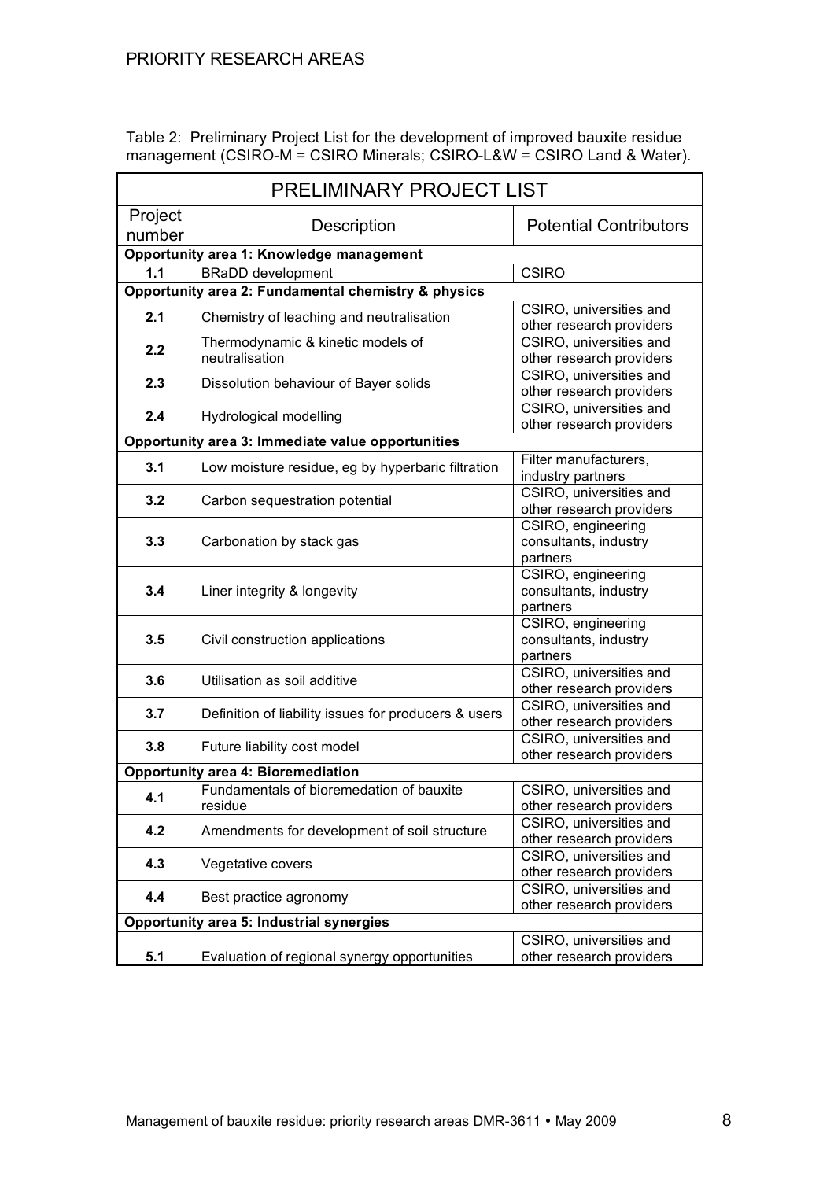Table 2: Preliminary Project List for the development of improved bauxite residue management (CSIRO-M = CSIRO Minerals; CSIRO-L&W = CSIRO Land & Water).

| PRELIMINARY PROJECT LIST | | |
|---|---|---|
| **Project number** | **Description** | **Potential Contributors** |
| **Opportunity area 1: Knowledge management** | | |
| **1.1** | BRaDD development | CSIRO |
| **Opportunity area 2: Fundamental chemistry & physics** | | |
| **2.1** | Chemistry of leaching and neutralisation | CSIRO, universities and other research providers |
| **2.2** | Thermodynamic & kinetic models of neutralisation | CSIRO, universities and other research providers |
| **2.3** | Dissolution behaviour of Bayer solids | CSIRO, universities and other research providers |
| **2.4** | Hydrological modelling | CSIRO, universities and other research providers |
| **Opportunity area 3: Immediate value opportunities** | | |
| **3.1** | Low moisture residue, eg by hyperbaric filtration | Filter manufacturers, industry partners |
| **3.2** | Carbon sequestration potential | CSIRO, universities and other research providers |
| **3.3** | Carbonation by stack gas | CSIRO, engineering consultants, industry partners |
| **3.4** | Liner integrity & longevity | CSIRO, engineering consultants, industry partners |
| **3.5** | Civil construction applications | CSIRO, engineering consultants, industry partners |
| **3.6** | Utilisation as soil additive | CSIRO, universities and other research providers |
| **3.7** | Definition of liability issues for producers & users | CSIRO, universities and other research providers |
| **3.8** | Future liability cost model | CSIRO, universities and other research providers |
| **Opportunity area 4: Bioremediation** | | |
| **4.1** | Fundamentals of bioremedation of bauxite residue | CSIRO, universities and other research providers |
| **4.2** | Amendments for development of soil structure | CSIRO, universities and other research providers |
| **4.3** | Vegetative covers | CSIRO, universities and other research providers |
| **4.4** | Best practice agronomy | CSIRO, universities and other research providers |
| **Opportunity area 5: Industrial synergies** | | |
| **5.1** | Evaluation of regional synergy opportunities | CSIRO, universities and other research providers |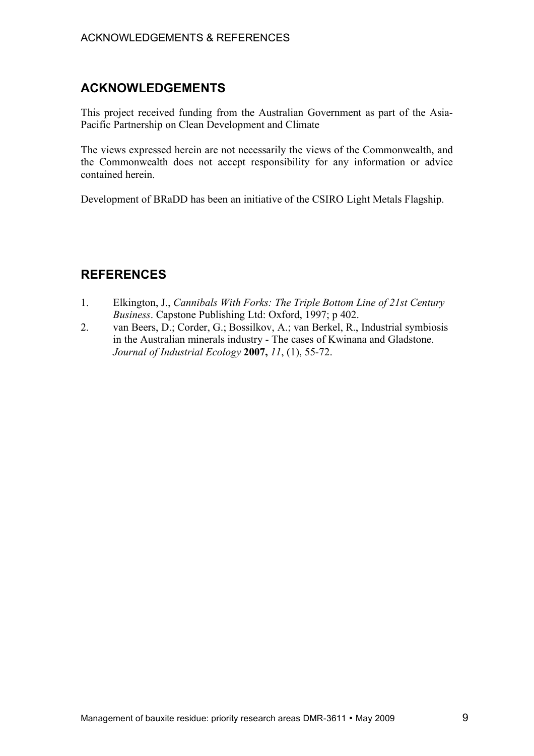## ACKNOWLEDGEMENTS

This project received funding from the Australian Government as part of the Asia-Pacific Partnership on Clean Development and Climate

The views expressed herein are not necessarily the views of the Commonwealth, and the Commonwealth does not accept responsibility for any information or advice contained herein.

Development of BRaDD has been an initiative of the CSIRO Light Metals Flagship.

## REFERENCES

1. Elkington, J., *Cannibals With Forks: The Triple Bottom Line of 21st Century Business*. Capstone Publishing Ltd: Oxford, 1997; p 402.
2. van Beers, D.; Corder, G.; Bossilkov, A.; van Berkel, R., Industrial symbiosis in the Australian minerals industry - The cases of Kwinana and Gladstone. *Journal of Industrial Ecology* **2007,** *11*, (1), 55-72.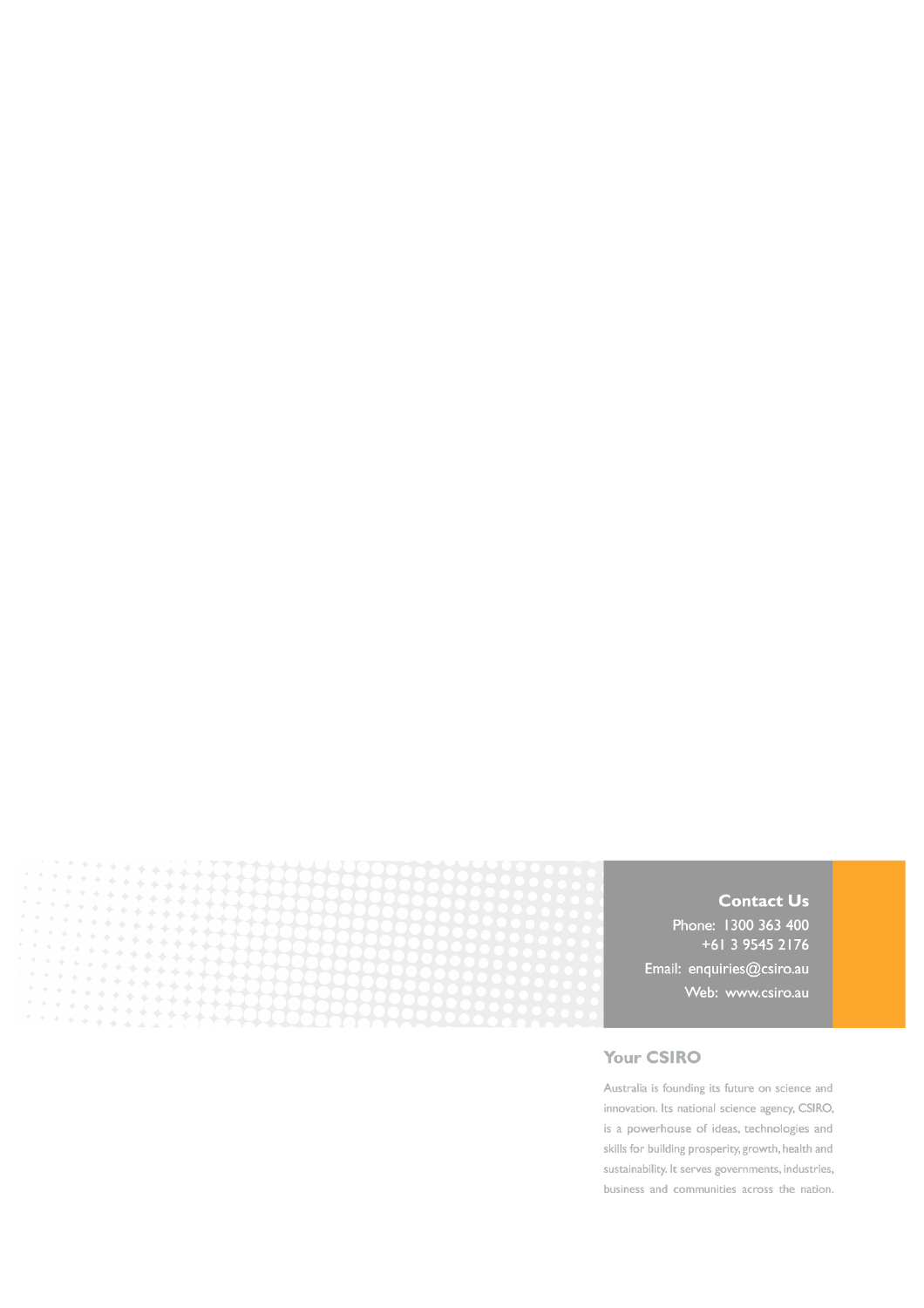## Contact Us

Phone: 1300 363 400
+61 3 9545 2176

Email: enquiries@csiro.au

Web: www.csiro.au

## Your CSIRO

Australia is founding its future on science and innovation. Its national science agency, CSIRO, is a powerhouse of ideas, technologies and skills for building prosperity, growth, health and sustainability. It serves governments, industries, business and communities across the nation.